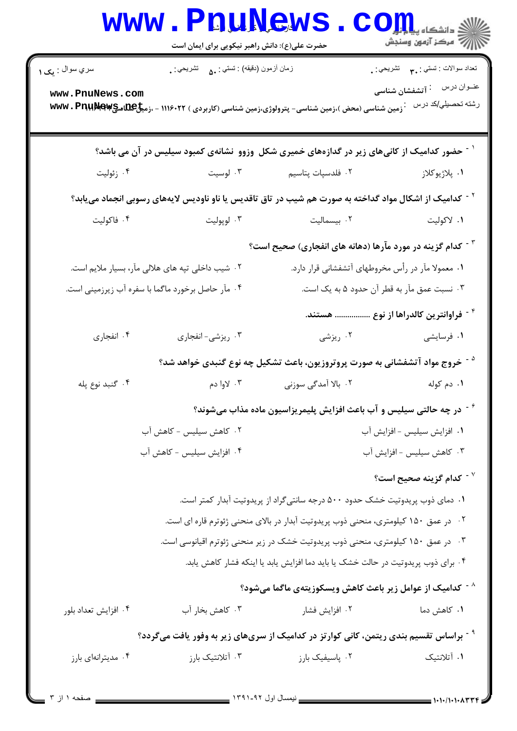سري سوال : یک ۱

زمان آزمون (دقیقه) : تستی : ۵۰ تشریحی : ۰

تعداد سوالات : تستی : ۳۰ تشریحی : ۰

عنوان درس : آتشفشان شناسی

رشته تحصيلي/کد درس : زمین شناسی (محض )،زمین شناسی- پترولوژی،زمین شناسی (کاربردی ) ۱۱۱۶۰۲۲ - ،زمین شناسی ۱۱۱۶۳۹۱

۱- حضور کدامیک از کانی‌های زیر در گدازه‌های خمیری شکل وزوو نشانه‌ی کمبود سیلیس در آن می باشد؟

۱. پلاژیوکلاز
۲. فلدسپات پتاسیم
۳. لوسیت
۴. زئولیت

۲- کدامیک از اشکال مواد گداخته به صورت هم شیب در تاق تاقدیس یا ناو ناودیس لایه‌های رسوبی انجماد می‌یابد؟

۱. لاکولیت
۲. بیسمالیت
۳. لوپولیت
۴. فاکولیت

۳- کدام گزینه در مورد مآرها (دهانه های انفجاری) صحیح است؟

۱. معمولا مآر در رأس مخروطهای آتشفشانی قرار دارد.
۲. شیب داخلی تپه های هلالی مآر، بسیار ملایم است.
۳. نسبت عمق مآر به قطر آن حدود ۵ به یک است.
۴. مآر حاصل برخورد ماگما با سفره آب زیرزمینی است.

۴- فراوانترین کالدراها از نوع ................ هستند.

۱. فرسایشی
۲. ریزشی
۳. ریزشی- انفجاری
۴. انفجاری

۵- خروج مواد آتشفشانی به صورت پروتروزیون، باعث تشکیل چه نوع گنبدی خواهد شد؟

۱. دم کوله
۲. بالا آمدگی سوزنی
۳. لاوا دم
۴. گنبد نوع پله

۶- در چه حالتی سیلیس و آب باعث افزایش پلیمریزاسیون ماده مذاب می‌شوند؟

۱. افزایش سیلیس - افزایش آب
۲. کاهش سیلیس - کاهش آب
۳. کاهش سیلیس - افزایش آب
۴. افزایش سیلیس - کاهش آب

۷- کدام گزینه صحیح است؟

۱. دمای ذوب پریدوتیت خشک حدود ۵۰۰ درجه سانتی‌گراد از پریدوتیت آبدار کمتر است.
۲. در عمق ۱۵۰ کیلومتری، منحنی ذوب پریدوتیت آبدار در بالای منحنی ژئوترم قاره ای است.
۳. در عمق ۱۵۰ کیلومتری، منحنی ذوب پریدوتیت خشک در زیر منحنی ژئوترم اقیانوسی است.
۴. برای ذوب پریدوتیت در حالت خشک یا باید دما افزایش یابد یا اینکه فشار کاهش یابد.

۸- کدامیک از عوامل زیر باعث کاهش ویسکوزیته‌ی ماگما می‌شود؟

۱. کاهش دما
۲. افزایش فشار
۳. کاهش بخار آب
۴. افزایش تعداد بلور

۹- براساس تقسیم بندی ریتمن، کانی کوارتز در کدامیک از سری‌های زیر به وفور یافت می‌گردد؟

۱. آتلانتیک
۲. پاسیفیک بارز
۳. آتلانتیک بارز
۴. مدیترانه‌ای بارز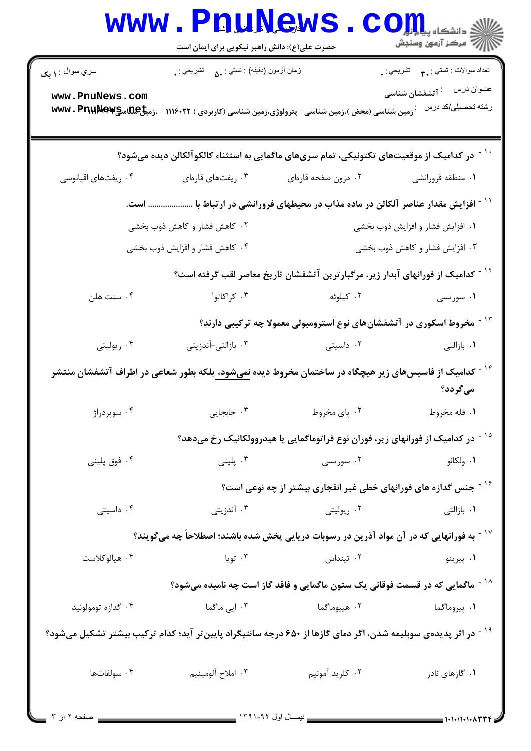۱۰- در کدامیک از موقعیت‌های تکتونیکی، تمام سری‌های ماگمایی به استثناء کالکوآلکالن دیده می‌شود؟

۱. منطقه فرورانشی ۲. درون صفحه قاره‌ای ۳. ریفت‌های قاره‌ای ۴. ریفت‌های اقیانوسی

۱۱- افزایش مقدار عناصر آلکالن در ماده مذاب در محیطهای فرورانشی در ارتباط با ..................... است.

۱. افزایش فشار و افزایش ذوب بخشی
۲. کاهش فشار و کاهش ذوب بخشی
۳. افزایش فشار و کاهش ذوب بخشی
۴. کاهش فشار و افزایش ذوب بخشی

۱۲- کدامیک از فورانهای آبدار زیر، مرگبارترین آتشفشان تاریخ معاصر لقب گرفته است؟

۱. سورتسی ۲. کیلوئه ۳. کراکاتوآ ۴. سنت هلن

۱۳- مخروط اسکوری در آتشفشان‌های نوع استرومبولی معمولا چه ترکیبی دارند؟

۱. بازالتی ۲. داسیتی ۳. بازالتی-آندزیتی ۴. ریولیتی

۱۴- کدامیک از فاسیس‌های زیر هیچگاه در ساختمان مخروط دیده نمی‌شود، بلکه بطور شعاعی در اطراف آتشفشان منتشر می‌گردد؟

۱. قله مخروط ۲. پای مخروط ۳. جابجایی ۴. سوپرداژ

۱۵- در کدامیک از فورانهای زیر، فوران نوع فراتوماگمایی یا هیدروولکانیک رخ می‌دهد؟

۱. ولکانو ۲. سورتسی ۳. پلینی ۴. فوق پلینی

۱۶- جنس گدازه های فورانهای خطی غیر انفجاری بیشتر از چه نوعی است؟

۱. بازالتی ۲. ریولیتی ۳. آندزیتی ۴. داسیتی

۱۷- به فورانهایی که در آن مواد آذرین در رسوبات دریایی پخش شده باشند؛ اصطلاحاً چه می‌گویند؟

۱. پپرینو ۲. تینداس ۳. توبا ۴. هیالوکلاست

۱۸- ماگمایی که در قسمت فوقانی یک ستون ماگمایی و فاقد گاز است چه نامیده می‌شود؟

۱. پیروماگما ۲. هیپوماگما ۳. اپی ماگما ۴. گدازه تومولوئید

۱۹- در اثر پدیده‌ی سوبلیمه شدن، اگر دمای گازها از ۶۵۰ درجه سانتیگراد پایین‌تر آید؛ کدام ترکیب بیشتر تشکیل می‌شود؟

۱. گازهای نادر ۲. کلرید آمونیم ۳. املاح آلومینیم ۴. سولفات‌ها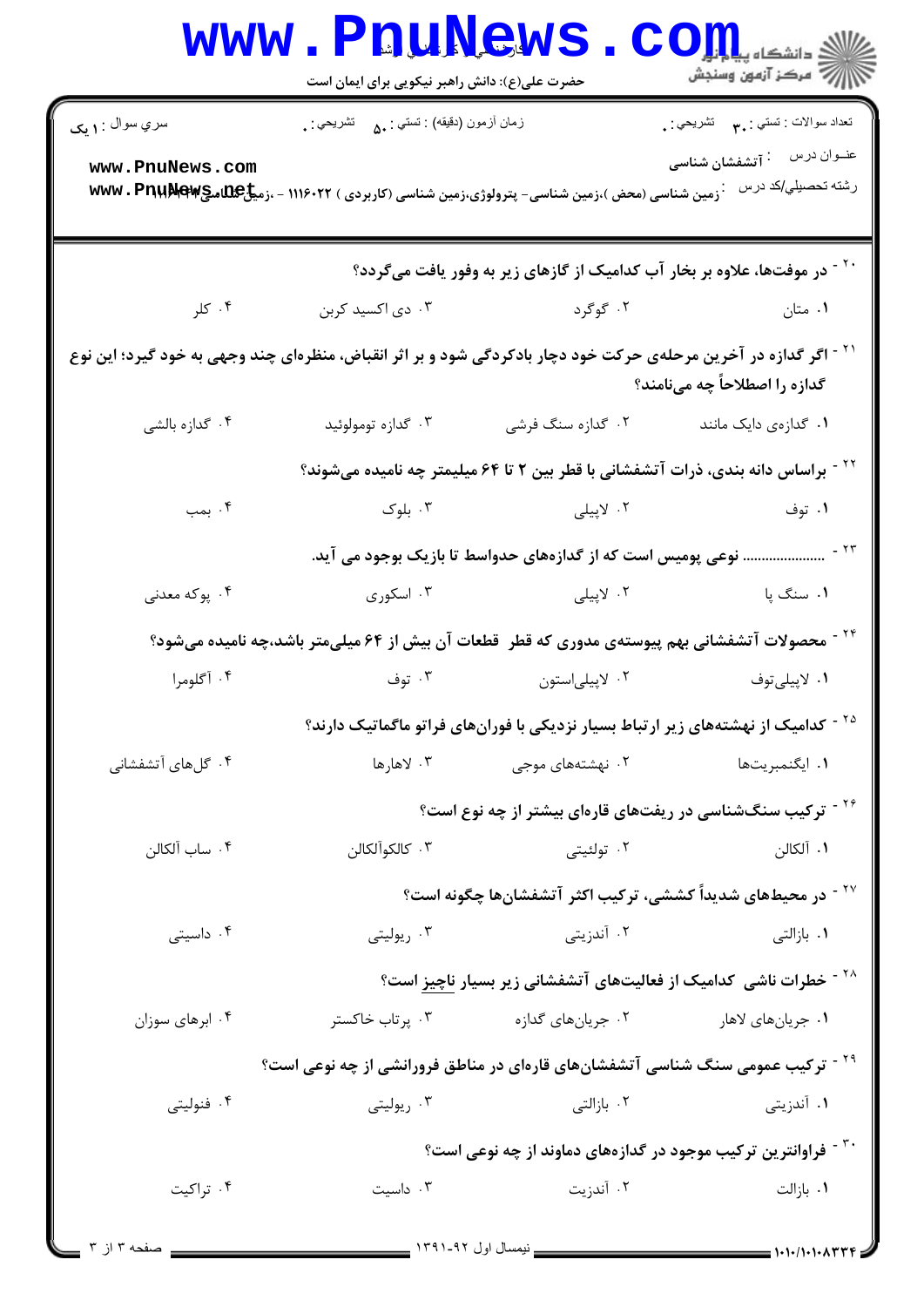۲۰ - در موفت‌ها، علاوه بر بخار آب کدامیک از گازهای زیر به وفور یافت می‌گردد؟

۱. متان ۲. گوگرد ۳. دی اکسید کربن ۴. کلر

۲۱ - اگر گدازه در آخرین مرحله‌ی حرکت خود دچار بادکردگی شود و بر اثر انقباض، منظره‌ای چند وجهی به خود گیرد؛ این نوع گدازه را اصطلاحاً چه می‌نامند؟

۱. گدازه‌ی دایک مانند ۲. گدازه سنگ فرشی ۳. گدازه تومولوئید ۴. گدازه بالشی

۲۲ - براساس دانه بندی، ذرات آتشفشانی با قطر بین ۲ تا ۶۴ میلیمتر چه نامیده می‌شوند؟

۱. توف ۲. لاپیلی ۳. بلوک ۴. بمب

۲۳ - ...................... نوعی پومیس است که از گدازه‌های حدواسط تا بازیک بوجود می آید.

۱. سنگ پا ۲. لاپیلی ۳. اسکوری ۴. پوکه معدنی

۲۴ - محصولات آتشفشانی بهم پیوسته‌ی مدوری که قطر قطعات آن بیش از ۶۴ میلی‌متر باشد،چه نامیده می‌شود؟

۱. لاپیلی‌توف ۲. لاپیلی‌استون ۳. توف ۴. آگلومرا

۲۵ - کدامیک از نهشته‌های زیر ارتباط بسیار نزدیکی با فوران‌های فراتو ماگماتیک دارند؟

۱. ایگنمبریت‌ها ۲. نهشته‌های موجی ۳. لاهارها ۴. گل‌های آتشفشانی

۲۶ - ترکیب سنگ‌شناسی در ریفت‌های قاره‌ای بیشتر از چه نوع است؟

۱. آلکالن ۲. تولئیتی ۳. کالکوآلکالن ۴. ساب آلکالن

۲۷ - در محیط‌های شدیداً کششی، ترکیب اکثر آتشفشان‌ها چگونه است؟

۱. بازالتی ۲. آندزیتی ۳. ریولیتی ۴. داسیتی

۲۸ - خطرات ناشی کدامیک از فعالیت‌های آتشفشانی زیر بسیار ناچیز است؟

۱. جریان‌های لاهار ۲. جریان‌های گدازه ۳. پرتاب خاکستر ۴. ابرهای سوزان

۲۹ - ترکیب عمومی سنگ شناسی آتشفشان‌های قاره‌ای در مناطق فرورانشی از چه نوعی است؟

۱. آندزیتی ۲. بازالتی ۳. ریولیتی ۴. فنولیتی

۳۰ - فراوانترین ترکیب موجود در گدازه‌های دماوند از چه نوعی است؟

۱. بازالت ۲. آندزیت ۳. داسیت ۴. تراکیت